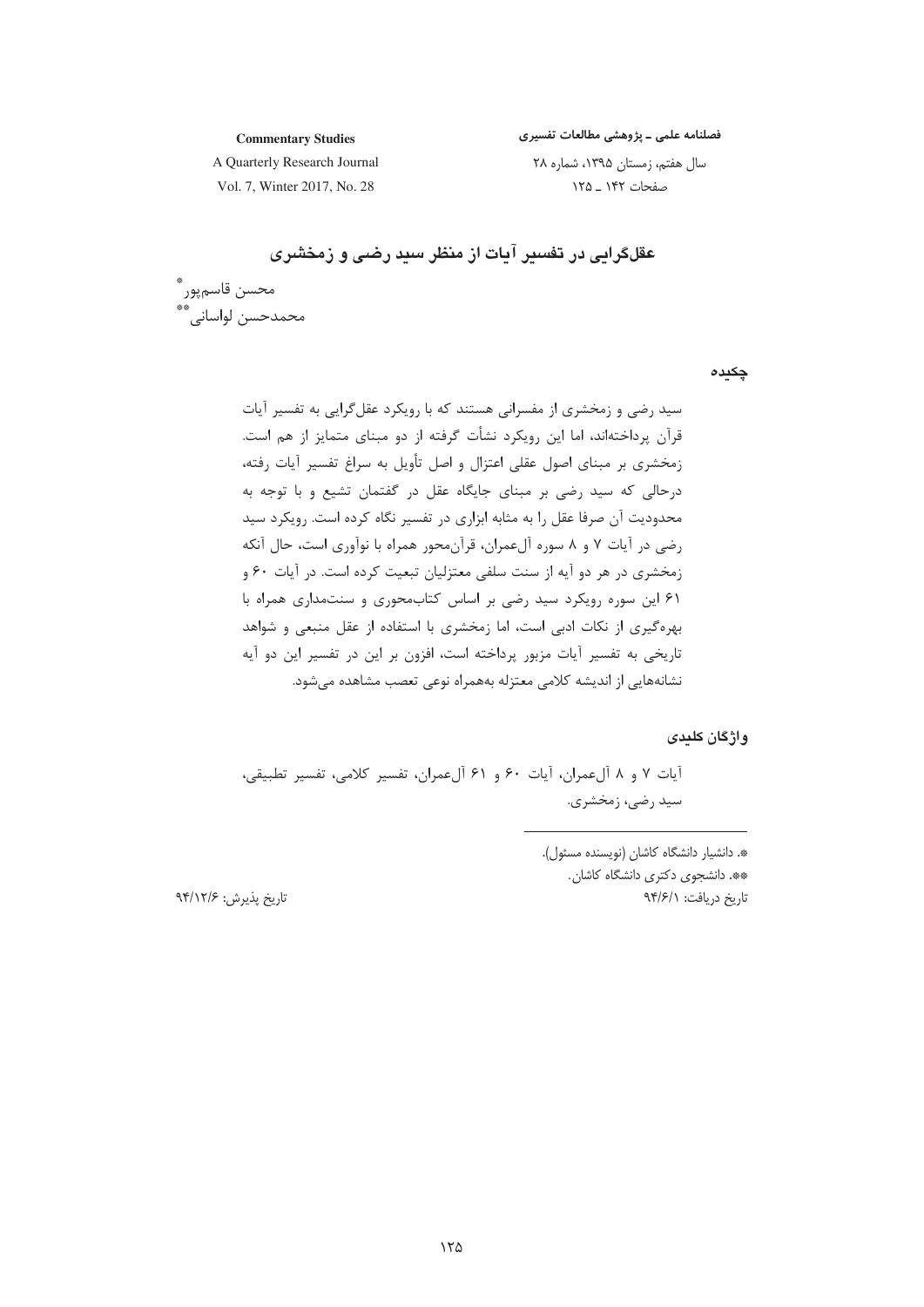# عقل‌گرایی در تفسیر آیات از منظر سید رضی و زمخشری

محسن قاسم‌پور [*]
محمدحسن لواسانی [**]

## چکیده

سید رضی و زمخشری از مفسرانی هستند که با رویکرد عقل‌گرایی به تفسیر آیات قرآن پرداخته‌اند، اما این رویکرد نشأت گرفته از دو مبنای متمایز از هم است. زمخشری بر مبنای اصول عقلی اعتزال و اصل تأویل به سراغ تفسیر آیات رفته، درحالی که سید رضی بر مبنای جایگاه عقل در گفتمان تشیع و با توجه به محدودیت آن صرفا عقل را به مثابه ابزاری در تفسیر نگاه کرده است. رویکرد سید رضی در آیات ۷ و ۸ سوره آل‌عمران، قرآن‌محور همراه با نوآوری است، حال آنکه زمخشری در هر دو آیه از سنت سلفی معتزلیان تبعیت کرده است. در آیات ۶۰ و ۶۱ این سوره رویکرد سید رضی بر اساس کتاب‌محوری و سنت‌مداری همراه با بهره‌گیری از نکات ادبی است، اما زمخشری با استفاده از عقل منبعی و شواهد تاریخی به تفسیر آیات مزبور پرداخته است، افزون بر این در تفسیر این دو آیه نشانه‌هایی از اندیشه کلامی معتزله به‌همراه نوعی تعصب مشاهده می‌شود.

## واژگان کلیدی

آیات ۷ و ۸ آل‌عمران، آیات ۶۰ و ۶۱ آل‌عمران، تفسیر کلامی، تفسیر تطبیقی، سید رضی، زمخشری.

---

[*]. دانشیار دانشگاه کاشان (نویسنده مسئول).
[**]. دانشجوی دکتری دانشگاه کاشان.

تاریخ دریافت: ۹۴/۶/۱ — تاریخ پذیرش: ۹۴/۱۲/۶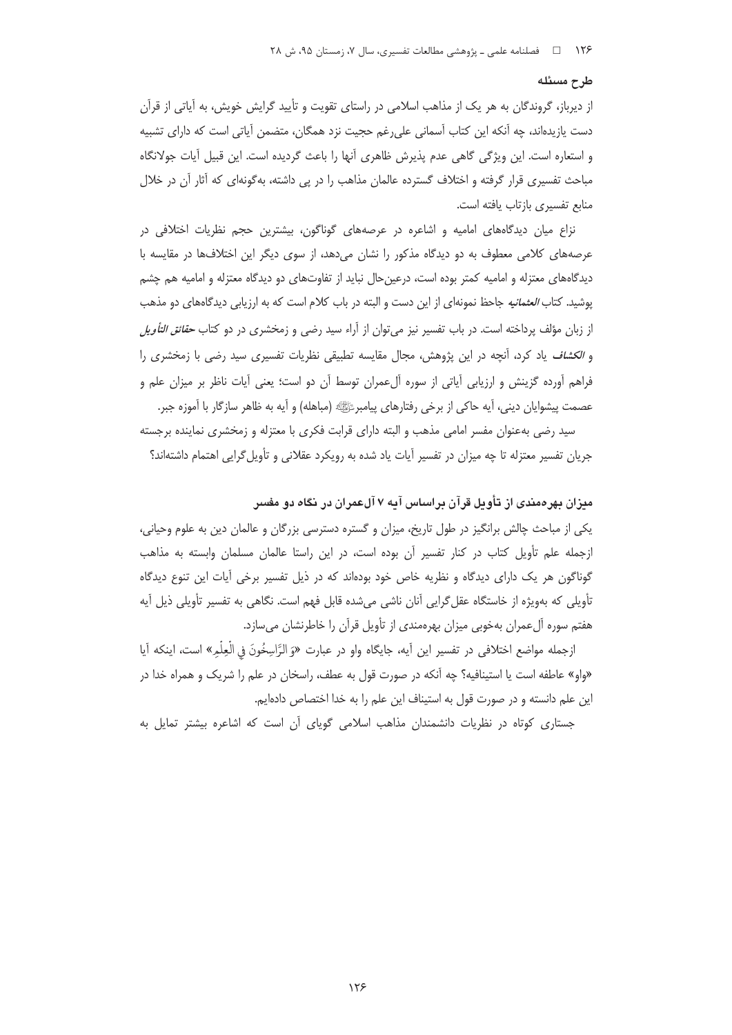## طرح مسئله

از دیرباز، گروندگان به هر یک از مذاهب اسلامی در راستای تقویت و تأیید گرایش خویش، به آیاتی از قرآن دست یازیده‌اند، چه آنکه این کتاب آسمانی علی‌رغم حجیت نزد همگان، متضمن آیاتی است که دارای تشبیه و استعاره است. این ویژگی گاهی عدم پذیرش ظاهری آنها را باعث گردیده است. این قبیل آیات جولانگاه مباحث تفسیری قرار گرفته و اختلاف گسترده عالمان مذاهب را در پی داشته، به‌گونه‌ای که آثار آن در خلال منابع تفسیری بازتاب یافته است.

نزاع میان دیدگاه‌های امامیه و اشاعره در عرصه‌های گوناگون، بیشترین حجم نظریات اختلافی در عرصه‌های کلامی معطوف به دو دیدگاه مذکور را نشان می‌دهد، از سوی دیگر این اختلاف‌ها در مقایسه با دیدگاه‌های معتزله و امامیه کمتر بوده است، درعین‌حال نباید از تفاوت‌های دو دیدگاه معتزله و امامیه هم چشم پوشید. کتاب *العثمانیه* جاحظ نمونه‌ای از این دست و البته در باب کلام است که به ارزیابی دیدگاه‌های دو مذهب از زبان مؤلف پرداخته است. در باب تفسیر نیز می‌توان از آراء سید رضی و زمخشری در دو کتاب ***حقائق التأویل*** و *الکشاف* یاد کرد، آنچه در این پژوهش، مجال مقایسه تطبیقی نظریات تفسیری سید رضی با زمخشری را فراهم آورده گزینش و ارزیابی آیاتی از سوره آل‌عمران توسط آن دو است؛ یعنی آیات ناظر بر میزان علم و عصمت پیشوایان دینی، آیه حاکی از برخی رفتارهای پیامبر ﷺ (مباهله) و آیه به ظاهر سازگار با آموزه جبر.

سید رضی به‌عنوان مفسر امامی مذهب و البته دارای قرابت فکری با معتزله و زمخشری نماینده برجسته جریان تفسیر معتزله تا چه میزان در تفسیر آیات یاد شده به رویکرد عقلانی و تأویل‌گرایی اهتمام داشته‌اند؟

## میزان بهره‌مندی از تأویل قرآن براساس آیه ۷ آل‌عمران در نگاه دو مفسر

یکی از مباحث چالش برانگیز در طول تاریخ، میزان و گستره دسترسی بزرگان و عالمان دین به علوم وحیانی، ازجمله علم تأویل کتاب در کنار تفسیر آن بوده است، در این راستا عالمان مسلمان وابسته به مذاهب گوناگون هر یک دارای دیدگاه و نظریه خاص خود بوده‌اند که در ذیل تفسیر برخی آیات این تنوع دیدگاه تأویلی که به‌ویژه از خاستگاه عقل‌گرایی آنان ناشی می‌شده قابل فهم است. نگاهی به تفسیر تأویلی ذیل آیه هفتم سوره آل‌عمران به‌خوبی میزان بهره‌مندی از تأویل قرآن را خاطرنشان می‌سازد.

ازجمله مواضع اختلافی در تفسیر این آیه، جایگاه واو در عبارت «وَ الرَّاسِخُونَ فِي الْعِلْمِ» است، اینکه آیا «واو» عاطفه است یا استینافیه؟ چه آنکه در صورت قول به عطف، راسخان در علم را شریک و همراه خدا در این علم دانسته و در صورت قول به استیناف این علم را به خدا اختصاص داده‌ایم.

جستاری کوتاه در نظریات دانشمندان مذاهب اسلامی گویای آن است که اشاعره بیشتر تمایل به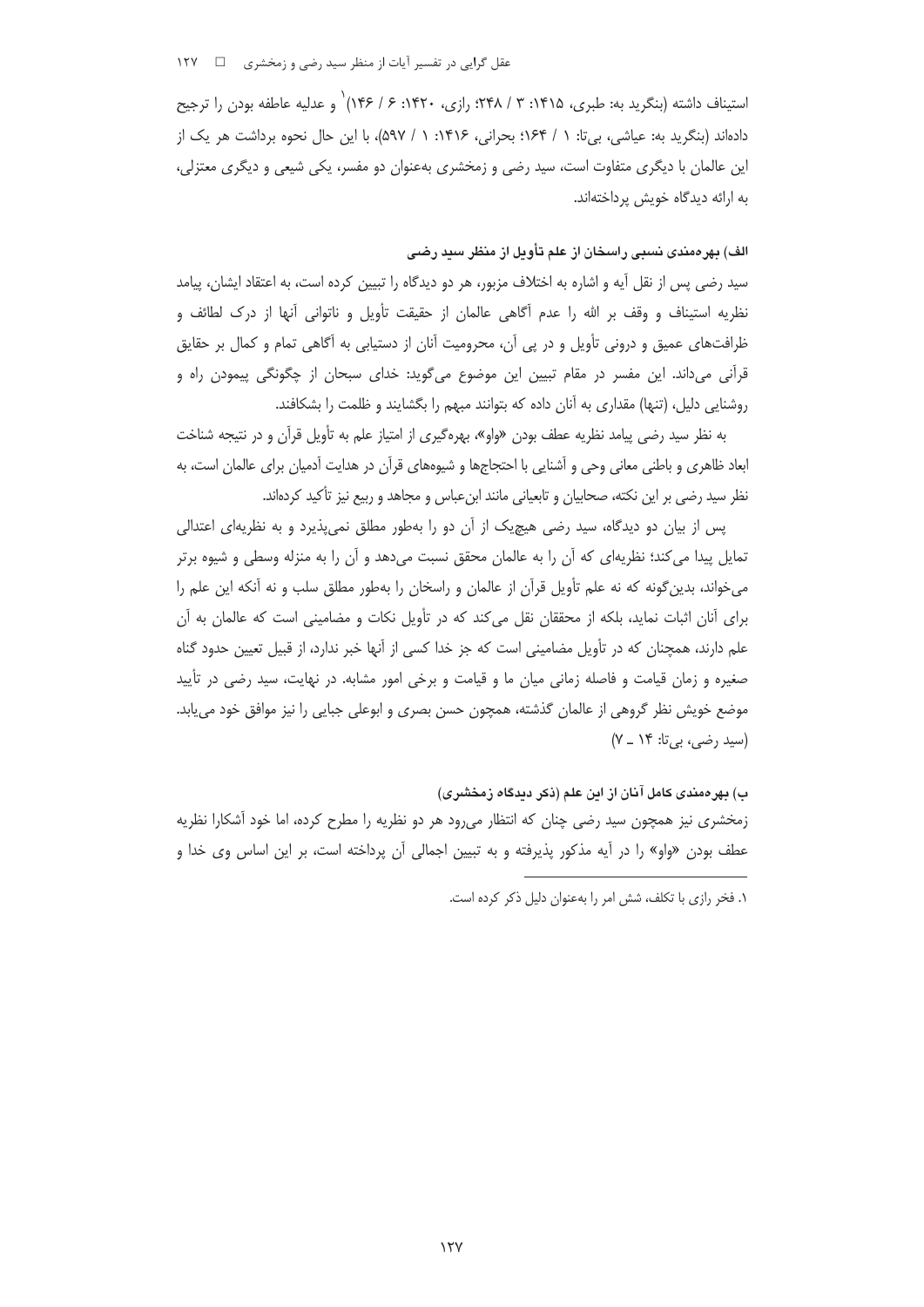استیناف داشته (بنگرید به: طبری، ۱۴۱۵: ۳ / ۲۴۸؛ رازی، ۱۴۲۰: ۶ / ۱۴۶)[1] و عدلیه عاطفه بودن را ترجیح داده‌اند (بنگرید به: عیاشی، بی‌تا: ۱ / ۱۶۴؛ بحرانی، ۱۴۱۶: ۱ / ۵۹۷)، با این حال نحوه برداشت هر یک از این عالمان با دیگری متفاوت است، سید رضی و زمخشری به‌عنوان دو مفسر، یکی شیعی و دیگری معتزلی، به ارائه دیدگاه خویش پرداخته‌اند.

### الف) بهره‌مندی نسبی راسخان از علم تأویل از منظر سید رضی

سید رضی پس از نقل آیه و اشاره به اختلاف مزبور، هر دو دیدگاه را تبیین کرده است، به اعتقاد ایشان، پیامد نظریه استیناف و وقف بر الله را عدم آگاهی عالمان از حقیقت تأویل و ناتوانی آنها از درک لطائف و ظرافت‌های عمیق و درونی تأویل و در پی آن، محرومیت آنان از دستیابی به آگاهی تمام و کمال بر حقایق قرآنی می‌داند. این مفسر در مقام تبیین این موضوع می‌گوید: خدای سبحان از چگونگی پیمودن راه و روشنایی دلیل، (تنها) مقداری به آنان داده که بتوانند مبهم را بگشایند و ظلمت را بشکافند.

به نظر سید رضی پیامد نظریه عطف بودن «واو»، بهره‌گیری از امتیاز علم به تأویل قرآن و در نتیجه شناخت ابعاد ظاهری و باطنی معانی وحی و آشنایی با احتجاج‌ها و شیوه‌های قرآن در هدایت آدمیان برای عالمان است، به نظر سید رضی بر این نکته، صحابیان و تابعیانی مانند ابن‌عباس و مجاهد و ربیع نیز تأکید کرده‌اند.

پس از بیان دو دیدگاه، سید رضی هیچ‌یک از آن دو را به‌طور مطلق نمی‌پذیرد و به نظریه‌ای اعتدالی تمایل پیدا می‌کند؛ نظریه‌ای که آن را به عالمان محقق نسبت می‌دهد و آن را به منزله وسطی و شیوه برتر می‌خواند، بدین‌گونه که نه علم تأویل قرآن از عالمان و راسخان را به‌طور مطلق سلب و نه آنکه این علم را برای آنان اثبات نماید، بلکه از محققان نقل می‌کند که در تأویل نکات و مضامینی است که عالمان به آن علم دارند، همچنان که در تأویل مضامینی است که جز خدا کسی از آنها خبر ندارد، از قبیل تعیین حدود گناه صغیره و زمان قیامت و فاصله زمانی میان ما و قیامت و برخی امور مشابه. در نهایت، سید رضی در تأیید موضع خویش نظر گروهی از عالمان گذشته، همچون حسن بصری و ابوعلی جبایی را نیز موافق خود می‌یابد. (سید رضی، بی‌تا: ۱۴ ـ ۷)

### ب) بهره‌مندی کامل آنان از این علم (ذکر دیدگاه زمخشری)

زمخشری نیز همچون سید رضی چنان که انتظار می‌رود هر دو نظریه را مطرح کرده، اما خود آشکارا نظریه عطف بودن «واو» را در آیه مذکور پذیرفته و به تبیین اجمالی آن پرداخته است، بر این اساس وی خدا و

---

[1] فخر رازی با تکلف، شش امر را به‌عنوان دلیل ذکر کرده است.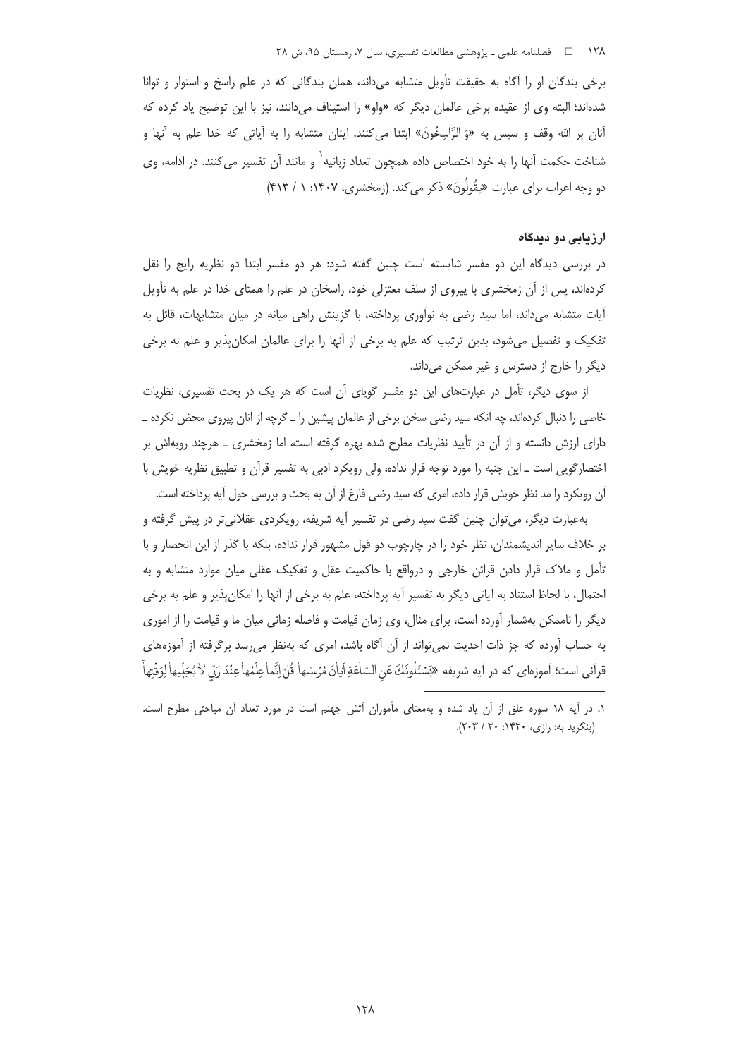برخی بندگان او را آگاه به حقیقت تأویل متشابه می‌داند، همان بندگانی که در علم راسخ و استوار و توانا شده‌اند؛ البته وی از عقیده برخی عالمان دیگر که «واو» را استیناف می‌دانند، نیز با این توضیح یاد کرده که آنان بر الله وقف و سپس به «وَ الرَّاسِخُونَ» ابتدا می‌کنند. اینان متشابه را به آیاتی که خدا علم به آنها و شناخت حکمت آنها را به خود اختصاص داده همچون تعداد زبانیه[1] و مانند آن تفسیر می‌کنند. در ادامه، وی دو وجه اعراب برای عبارت «یقُولُونَ» ذکر می‌کند. (زمخشری، ۱۴۰۷: ۱ / ۴۱۳)

### ارزیابی دو دیدگاه

در بررسی دیدگاه این دو مفسر شایسته است چنین گفته شود: هر دو مفسر ابتدا دو نظریه رایج را نقل کرده‌اند، پس از آن زمخشری با پیروی از سلف معتزلی خود، راسخان در علم را همتای خدا در علم به تأویل آیات متشابه می‌داند، اما سید رضی به نوآوری پرداخته، با گزینش راهی میانه در میان متشابهات، قائل به تفکیک و تفصیل می‌شود، بدین ترتیب که علم به برخی از آنها را برای عالمان امکان‌پذیر و علم به برخی دیگر را خارج از دسترس و غیر ممکن می‌داند.

از سوی دیگر، تأمل در عبارت‌های این دو مفسر گویای آن است که هر یک در بحث تفسیری، نظریات خاصی را دنبال کرده‌اند، چه آنکه سید رضی سخن برخی از عالمان پیشین را ـ گرچه از آنان پیروی محض نکرده ـ دارای ارزش دانسته و از آن در تأیید نظریات مطرح شده بهره گرفته است، اما زمخشری ـ هرچند رویه‌اش بر اختصارگویی است ـ این جنبه را مورد توجه قرار نداده، ولی رویکرد ادبی به تفسیر قرآن و تطبیق نظریه خویش با آن رویکرد را مد نظر خویش قرار داده، امری که سید رضی فارغ از آن به بحث و بررسی حول آیه پرداخته است.

به‌عبارت دیگر، می‌توان چنین گفت سید رضی در تفسیر آیه شریفه، رویکردی عقلانی‌تر در پیش گرفته و بر خلاف سایر اندیشمندان، نظر خود را در چارچوب دو قول مشهور قرار نداده، بلکه با گذر از این انحصار و با تأمل و ملاک قرار دادن قرائن خارجی و درواقع با حاکمیت عقل و تفکیک عقلی میان موارد متشابه و به احتمال، با لحاظ استناد به آیاتی دیگر به تفسیر آیه پرداخته، علم به برخی از آنها را امکان‌پذیر و علم به برخی دیگر را ناممکن به‌شمار آورده است، برای مثال، وی زمان قیامت و فاصله زمانی میان ما و قیامت را از اموری به حساب آورده که جز ذات احدیت نمی‌تواند از آن آگاه باشد، امری که به‌نظر می‌رسد برگرفته از آموزه‌های قرآنی است؛ آموزه‌ای که در آیه شریفه «يَسْئَلُونَكَ عَنِ السَّاعَةِ أَيَّانَ مُرْسَاهَا قُلْ إِنَّمَا عِلْمُهَا عِنْدَ رَبِّي لَا يُجَلِّيهَا لِوَقْتِهَا

---

۱. در آیه ۱۸ سوره علق از آن یاد شده و به‌معنای مأموران آتش جهنم است در مورد تعداد آن مباحثی مطرح است. (بنگرید به: رازی، ۱۴۲۰: ۳۰ / ۲۰۳).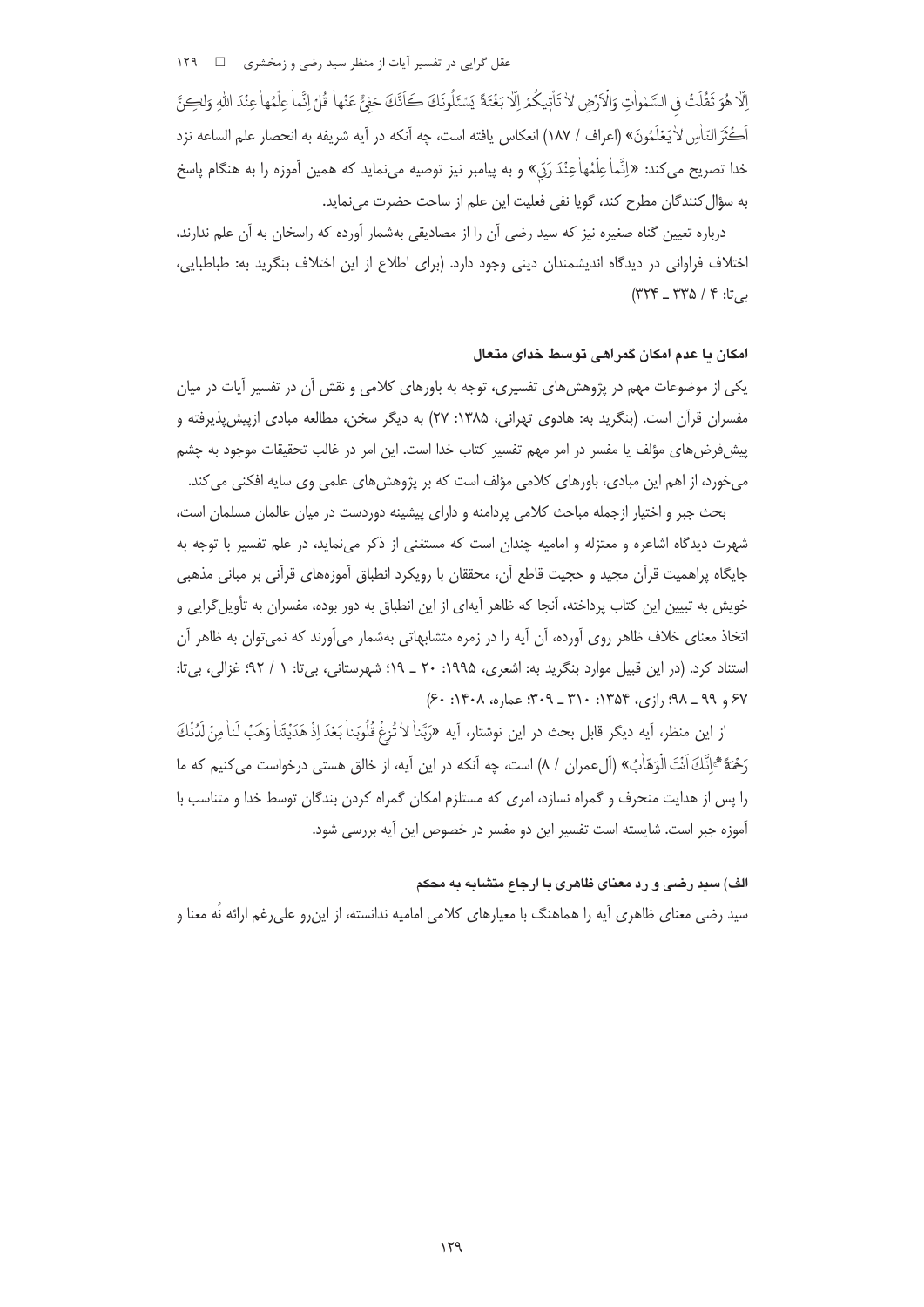اِلّا هُوَ ثَقُلَتْ فِی السَّمٰواتِ وَالْاَرْضِ لا تَأْتیکُمْ اِلّا بَغْتَةً یَسْئَلُونَکَ کَاَنَّکَ حَفِیٌّ عَنْها قُلْ اِنَّما عِلْمُها عِنْدَ اللهِ وَلٰکِنَّ اَکْثَرَ النّاسِ لا یَعْلَمُونَ» (اعراف / ۱۸۷) انعکاس یافته است، چه آنکه در آیه شریفه به انحصار علم الساعه نزد خدا تصریح می‌کند: «اِنَّما عِلْمُها عِنْدَ رَبّی» و به پیامبر نیز توصیه می‌نماید که همین آموزه را به هنگام پاسخ به سؤال‌کنندگان مطرح کند، گویا نفی فعلیت این علم از ساحت حضرت می‌نماید.

درباره تعیین گناه صغیره نیز که سید رضی آن را از مصادیقی به‌شمار آورده که راسخان به آن علم ندارند، اختلاف فراوانی در دیدگاه اندیشمندان دینی وجود دارد. (برای اطلاع از این اختلاف بنگرید به: طباطبایی، بی‌تا: ۴ / ۳۳۵ ـ ۳۲۴)

### امکان یا عدم امکان گمراهی توسط خدای متعال

یکی از موضوعات مهم در پژوهش‌های تفسیری، توجه به باورهای کلامی و نقش آن در تفسیر آیات در میان مفسران قرآن است. (بنگرید به: هادوی تهرانی، ۱۳۸۵: ۲۷) به دیگر سخن، مطالعه مبادی ازپیش‌پذیرفته و پیش‌فرض‌های مؤلف یا مفسر در امر مهم تفسیر کتاب خدا است. این امر در غالب تحقیقات موجود به چشم می‌خورد، از اهم این مبادی، باورهای کلامی مؤلف است که بر پژوهش‌های علمی وی سایه افکنی می‌کند.

بحث جبر و اختیار ازجمله مباحث کلامی پردامنه و دارای پیشینه دوردست در میان عالمان مسلمان است، شهرت دیدگاه اشاعره و معتزله و امامیه چندان است که مستغنی از ذکر می‌نماید، در علم تفسیر با توجه به جایگاه پراهمیت قرآن مجید و حجیت قاطع آن، محققان با رویکرد انطباق آموزه‌های قرآنی بر مبانی مذهبی خویش به تبیین این کتاب پرداخته، آنجا که ظاهر آیه‌ای از این انطباق به دور بوده، مفسران به تأویل‌گرایی و اتخاذ معنای خلاف ظاهر روی آورده، آن آیه را در زمره متشابهاتی به‌شمار می‌آورند که نمی‌توان به ظاهر آن استناد کرد. (در این قبیل موارد بنگرید به: اشعری، ۱۹۹۵: ۲۰ ـ ۱۹؛ شهرستانی، بی‌تا: ۱ / ۹۲؛ غزالی، بی‌تا: ۶۷ و ۹۹ ـ ۹۸؛ رازی، ۱۳۵۴: ۳۱۰ ـ ۳۰۹؛ عماره، ۱۴۰۸: ۶۰)

از این منظر، آیه دیگر قابل بحث در این نوشتار، آیه «رَبَّنا لا تُزِغْ قُلُوبَنا بَعْدَ اِذْ هَدَیْتَنا وَهَبْ لَنا مِنْ لَدُنْکَ رَحْمَةً اِنَّکَ اَنْتَ الْوَهّابُ» (آل‌عمران / ۸) است، چه آنکه در این آیه، از خالق هستی درخواست می‌کنیم که ما را پس از هدایت منحرف و گمراه نسازد، امری که مستلزم امکان گمراه کردن بندگان توسط خدا و متناسب با آموزه جبر است. شایسته است تفسیر این دو مفسر در خصوص این آیه بررسی شود.

#### الف) سید رضی و رد معنای ظاهری با ارجاع متشابه به محکم

سید رضی معنای ظاهری آیه را هماهنگ با معیارهای کلامی امامیه ندانسته، از این‌رو علی‌رغم ارائه نُه معنا و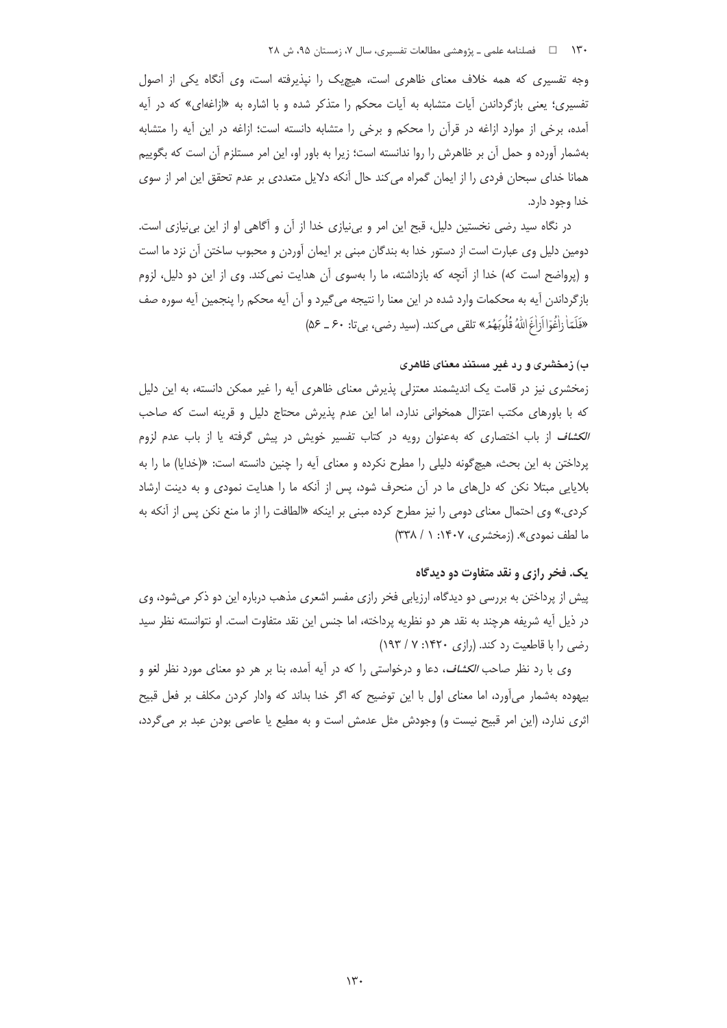وجه تفسیری که همه خلاف معنای ظاهری است، هیچ‌یک را نپذیرفته است، وی آنگاه یکی از اصول تفسیری؛ یعنی بازگرداندن آیات متشابه به آیات محکم را متذکر شده و با اشاره به «ازاغه‌ای» که در آیه آمده، برخی از موارد ازاغه در قرآن را محکم و برخی را متشابه دانسته است؛ ازاغه در این آیه را متشابه به‌شمار آورده و حمل آن بر ظاهرش را روا ندانسته است؛ زیرا به باور او، این امر مستلزم آن است که بگوییم همانا خدای سبحان فردی را از ایمان گمراه می‌کند حال آنکه دلایل متعددی بر عدم تحقق این امر از سوی خدا وجود دارد.

در نگاه سید رضی نخستین دلیل، قبح این امر و بی‌نیازی خدا از آن و آگاهی او از این بی‌نیازی است. دومین دلیل وی عبارت است از دستور خدا به بندگان مبنی بر ایمان آوردن و محبوب ساختن آن نزد ما است و (پرواضح است که) خدا از آنچه که بازداشته، ما را به‌سوی آن هدایت نمی‌کند. وی از این دو دلیل، لزوم بازگرداندن آیه به محکمات وارد شده در این معنا را نتیجه می‌گیرد و آن آیه محکم را پنجمین آیه سوره صف «فَلَمَّا زَاغُوا أَزَاغَ اللَّهُ قُلُوبَهُمْ» تلقی می‌کند. (سید رضی، بی‌تا: ۶۰ ـ ۵۶)

### ب) زمخشری و رد غیر مستند معنای ظاهری

زمخشری نیز در قامت یک اندیشمند معتزلی پذیرش معنای ظاهری آیه را غیر ممکن دانسته، به این دلیل که با باورهای مکتب اعتزال همخوانی ندارد، اما این عدم پذیرش محتاج دلیل و قرینه است که صاحب *الکشاف* از باب اختصاری که به‌عنوان رویه در کتاب تفسیر خویش در پیش گرفته یا از باب عدم لزوم پرداختن به این بحث، هیچ‌گونه دلیلی را مطرح نکرده و معنای آیه را چنین دانسته است: «(خدایا) ما را به بلایایی مبتلا نکن که دل‌های ما در آن منحرف شود، پس از آنکه ما را هدایت نمودی و به دینت ارشاد کردی.» وی احتمال معنای دومی را نیز مطرح کرده مبنی بر اینکه «الطافت را از ما منع نکن پس از آنکه به ما لطف نمودی». (زمخشری، ۱۴۰۷: ۱ / ۳۳۸)

### یک. فخر رازی و نقد متفاوت دو دیدگاه

پیش از پرداختن به بررسی دو دیدگاه، ارزیابی فخر رازی مفسر اشعری مذهب درباره این دو ذکر می‌شود، وی در ذیل آیه شریفه هرچند به نقد هر دو نظریه پرداخته، اما جنس این نقد متفاوت است. او نتوانسته نظر سید رضی را با قاطعیت رد کند. (رازی ۱۴۲۰: ۷ / ۱۹۳)

وی با رد نظر صاحب *الکشاف*، دعا و درخواستی را که در آیه آمده، بنا بر هر دو معنای مورد نظر لغو و بیهوده به‌شمار می‌آورد، اما معنای اول با این توضیح که اگر خدا بداند که وادار کردن مکلف بر فعل قبیح اثری ندارد، (این امر قبیح نیست و) وجودش مثل عدمش است و به مطیع یا عاصی بودن عبد بر می‌گردد،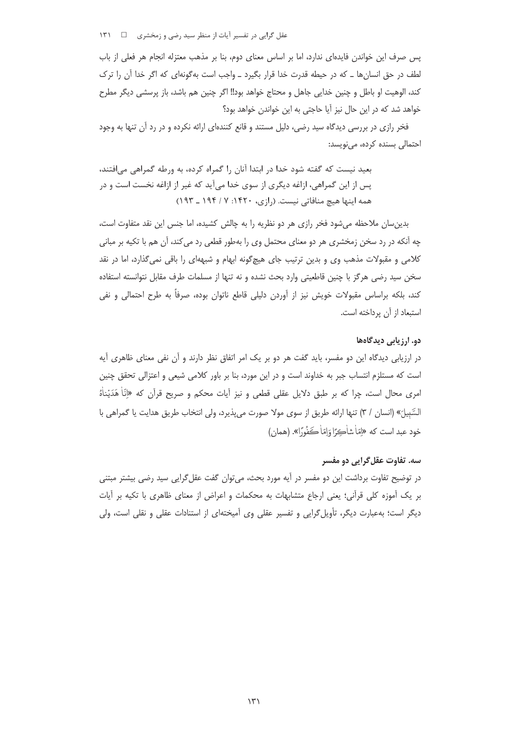پس صرف این خواندن فایده‌ای ندارد، اما بر اساس معنای دوم، بنا بر مذهب معتزله انجام هر فعلی از باب لطف در حق انسان‌ها ـ که در حیطه قدرت خدا قرار بگیرد ـ واجب است به‌گونه‌ای که اگر خدا آن را ترک کند، الوهیت او باطل و چنین خدایی جاهل و محتاج خواهد بود!! اگر چنین هم باشد، باز پرسشی دیگر مطرح خواهد شد که در این حال نیز آیا حاجتی به این خواندن خواهد بود؟

فخر رازی در بررسی دیدگاه سید رضی، دلیل مستند و قانع کننده‌ای ارائه نکرده و در رد آن تنها به وجود احتمالی بسنده کرده، می‌نویسد:

> بعید نیست که گفته شود خدا در ابتدا آنان را گمراه کرده، به ورطه گمراهی می‌افتند، پس از این گمراهی، ازاغه دیگری از سوی خدا می‌آید که غیر از ازاغه نخست است و در همه اینها هیچ منافاتی نیست. (رازی، ۱۴۲۰: ۷ / ۱۹۴ ـ ۱۹۳)

بدین‌سان ملاحظه می‌شود فخر رازی هر دو نظریه را به چالش کشیده، اما جنس این نقد متفاوت است، چه آنکه در رد سخن زمخشری هر دو معنای محتمل وی را به‌طور قطعی رد می‌کند، آن هم با تکیه بر مبانی کلامی و مقبولات مذهب وی و بدین ترتیب جای هیچ‌گونه ابهام و شبهه‌ای را باقی نمی‌گذارد، اما در نقد سخن سید رضی هرگز با چنین قاطعیتی وارد بحث نشده و نه تنها از مسلمات طرف مقابل نتوانسته استفاده کند، بلکه براساس مقبولات خویش نیز از آوردن دلیلی قاطع ناتوان بوده، صرفاً به طرح احتمالی و نفی استبعاد از آن پرداخته است.

#### دو. ارزیابی دیدگاه‌ها

در ارزیابی دیدگاه این دو مفسر، باید گفت هر دو بر یک امر اتفاق نظر دارند و آن نفی معنای ظاهری آیه است که مستلزم انتساب جبر به خداوند است و در این مورد، بنا بر باور کلامی شیعی و اعتزالی تحقق چنین امری محال است، چرا که بر طبق دلایل عقلی قطعی و نیز آیات محکم و صریح قرآن که «اِنّا هَدَيْناهُ السَّبيلَ» (انسان / ۳) تنها ارائه طریق از سوی مولا صورت می‌پذیرد، ولی انتخاب طریق هدایت یا گمراهی با خود عبد است که «اِمّا شاكِرًا وَاِمّا كَفُورًا». (همان)

#### سه. تفاوت عقل‌گرایی دو مفسر

در توضیح تفاوت برداشت این دو مفسر در آیه مورد بحث، می‌توان گفت عقل‌گرایی سید رضی بیشتر مبتنی بر یک آموزه کلی قرآنی؛ یعنی ارجاع متشابهات به محکمات و اعراض از معنای ظاهری با تکیه بر آیات دیگر است؛ به‌عبارت دیگر، تأویل‌گرایی و تفسیر عقلی وی آمیخته‌ای از استنادات عقلی و نقلی است، ولی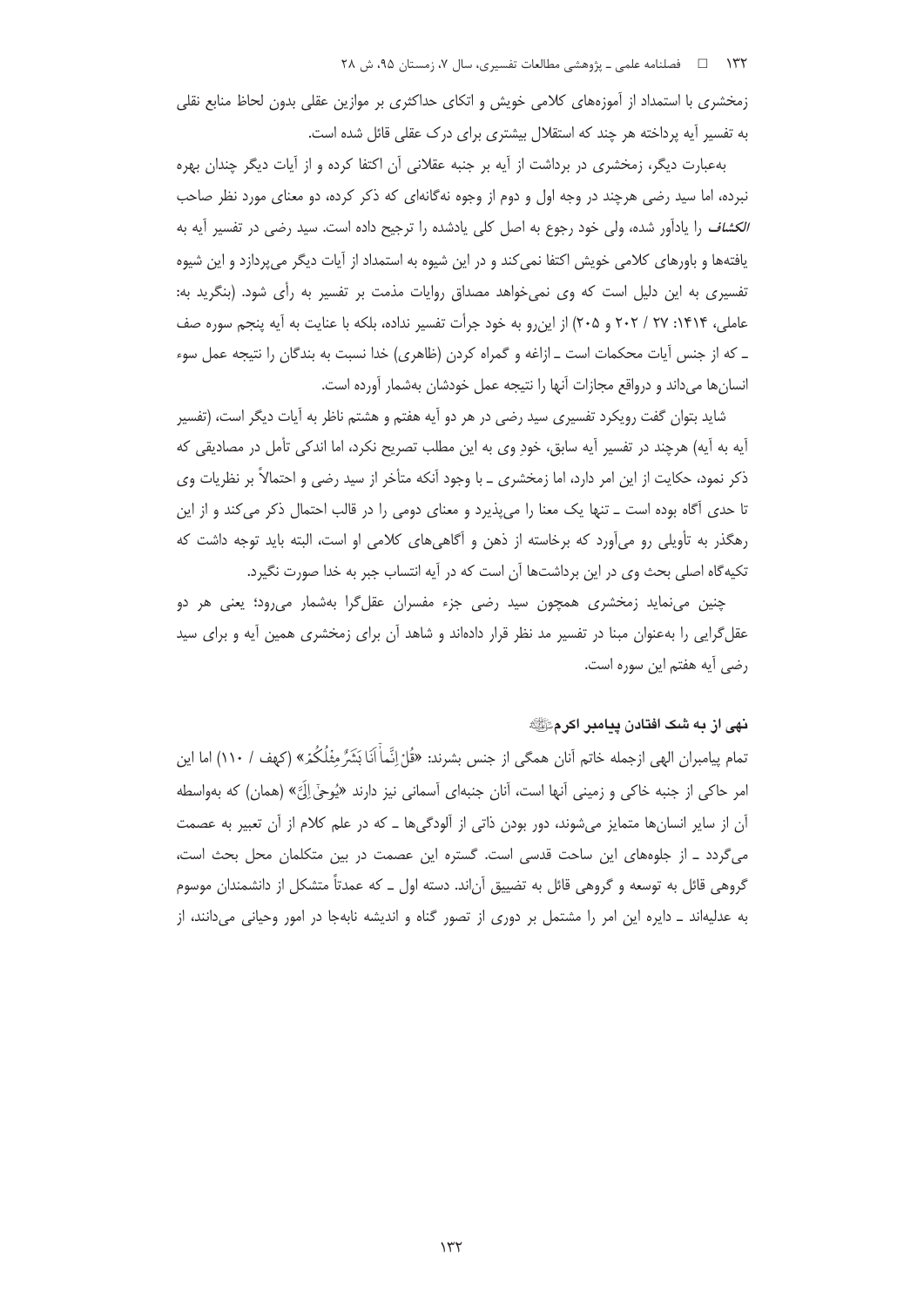زمخشری با استمداد از آموزه‌های کلامی خویش و اتکای حداکثری بر موازین عقلی بدون لحاظ منابع نقلی به تفسیر آیه پرداخته هر چند که استقلال بیشتری برای درک عقلی قائل شده است.

به‌عبارت دیگر، زمخشری در برداشت از آیه بر جنبه عقلانی آن اکتفا کرده و از آیات دیگر چندان بهره نبرده، اما سید رضی هرچند در وجه اول و دوم از وجوه نه‌گانه‌ای که ذکر کرده، دو معنای مورد نظر صاحب *الکشاف* را یادآور شده، ولی خود رجوع به اصل کلی یادشده را ترجیح داده است. سید رضی در تفسیر آیه به یافته‌ها و باورهای کلامی خویش اکتفا نمی‌کند و در این شیوه به استمداد از آیات دیگر می‌پردازد و این شیوه تفسیری به این دلیل است که وی نمی‌خواهد مصداق روایات مذمت بر تفسیر به رأی شود. (بنگرید به: عاملی، ۱۴۱۴: ۲۷ / ۲۰۲ و ۲۰۵) از این‌رو به خود جرأت تفسیر نداده، بلکه با عنایت به آیه پنجم سوره صف ـ که از جنس آیات محکمات است ـ ازاغه و گمراه کردن (ظاهری) خدا نسبت به بندگان را نتیجه عمل سوء انسان‌ها می‌داند و درواقع مجازات آنها را نتیجه عمل خودشان به‌شمار آورده است.

شاید بتوان گفت رویکرد تفسیری سید رضی در هر دو آیه هفتم و هشتم ناظر به آیات دیگر است، (تفسیر آیه به آیه) هرچند در تفسیر آیه سابق، خودِ وی به این مطلب تصریح نکرد، اما اندکی تأمل در مصادیقی که ذکر نمود، حکایت از این امر دارد، اما زمخشری ـ با وجود آنکه متأخر از سید رضی و احتمالاً بر نظریات وی تا حدی آگاه بوده است ـ تنها یک معنا را می‌پذیرد و معنای دومی را در قالب احتمال ذکر می‌کند و از این رهگذر به تأویلی رو می‌آورد که برخاسته از ذهن و آگاهی‌های کلامی او است، البته باید توجه داشت که تکیه‌گاه اصلی بحث وی در این برداشت‌ها آن است که در آیه انتساب جبر به خدا صورت نگیرد.

چنین می‌نماید زمخشری همچون سید رضی جزء مفسران عقل‌گرا به‌شمار می‌رود؛ یعنی هر دو عقل‌گرایی را به‌عنوان مبنا در تفسیر مد نظر قرار داده‌اند و شاهد آن برای زمخشری همین آیه و برای سید رضی آیه هفتم این سوره است.

### نهی از به شک افتادن پیامبر اکرم

تمام پیامبران الهی ازجمله خاتم آنان همگی از جنس بشرند: «قُلْ إِنَّمَا أَنَا بَشَرٌ مِثْلُكُمْ» (کهف / ۱۱۰) اما این امر حاکی از جنبه خاکی و زمینی آنها است، آنان جنبه‌ای آسمانی نیز دارند «يُوحَىٰ إِلَيَّ» (همان) که به‌واسطه آن از سایر انسان‌ها متمایز می‌شوند، دور بودن ذاتی از آلودگی‌ها ـ که در علم کلام از آن تعبیر به عصمت می‌گردد ـ از جلوه‌های این ساحت قدسی است. گستره این عصمت در بین متکلمان محل بحث است، گروهی قائل به توسعه و گروهی قائل به تضییق آن‌اند. دسته اول ـ که عمدتاً متشکل از دانشمندان موسوم به عدلیه‌اند ـ دایره این امر را مشتمل بر دوری از تصور گناه و اندیشه نابه‌جا در امور وحیانی می‌دانند، از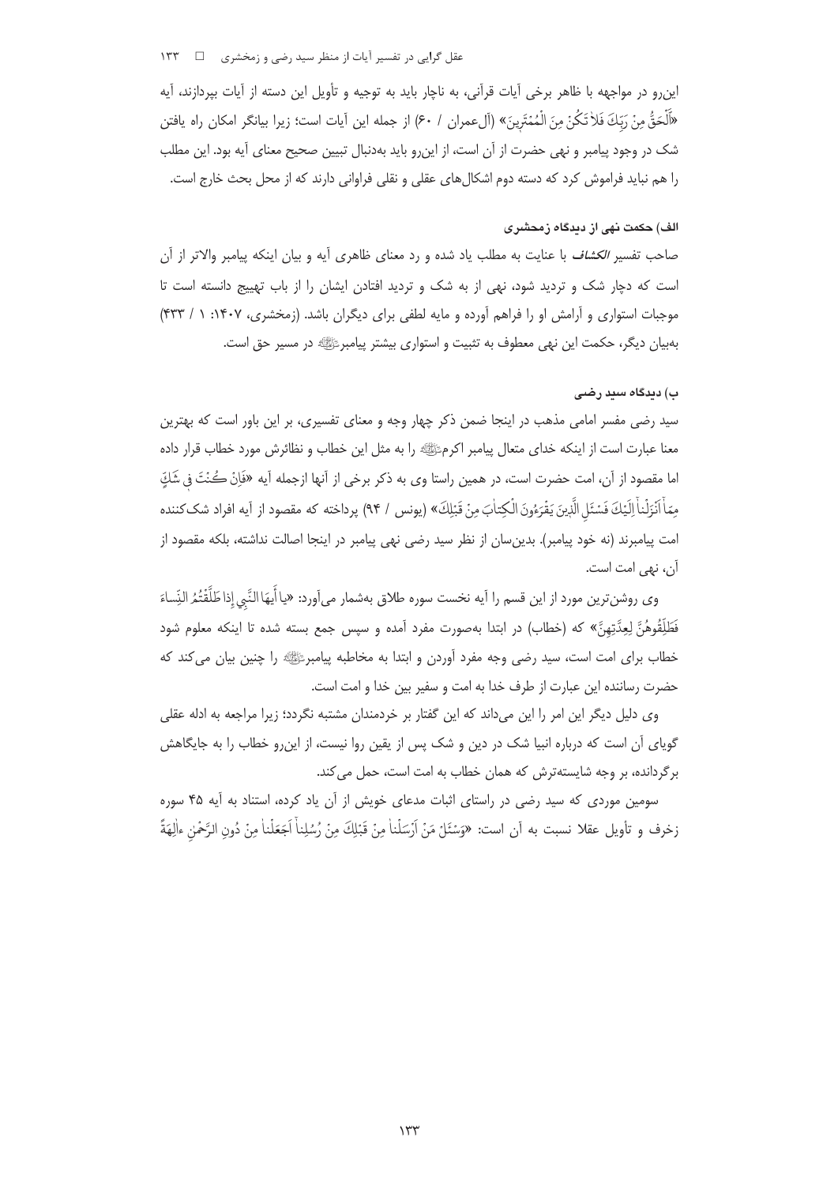این‌رو در مواجهه با ظاهر برخی آیات قرآنی، به ناچار باید به توجیه و تأویل این دسته از آیات بپردازند، آیه «اَلْحَقُّ مِنْ رَبِّكَ فَلاٰ تَكُنْ مِنَ الْمُمْتَرِينَ» (آل‌عمران / ۶۰) از جمله این آیات است؛ زیرا بیانگر امکان راه یافتن شک در وجود پیامبر و نهی حضرت از آن است، از این‌رو باید به‌دنبال تبیین صحیح معنای آیه بود. این مطلب را هم نباید فراموش کرد که دسته دوم اشکال‌های عقلی و نقلی فراوانی دارند که از محل بحث خارج است.

### الف) حکمت نهی از دیدگاه زمخشری

صاحب تفسیر *الکشاف* با عنایت به مطلب یاد شده و رد معنای ظاهری آیه و بیان اینکه پیامبر والاتر از آن است که دچار شک و تردید شود، نهی از به شک و تردید افتادن ایشان را از باب تهییج دانسته است تا موجبات استواری و آرامش او را فراهم آورده و مایه لطفی برای دیگران باشد. (زمخشری، ۱۴۰۷: ۱ / ۴۳۳) به‌بیان دیگر، حکمت این نهی معطوف به تثبیت و استواری بیشتر پیامبرﷺ در مسیر حق است.

### ب) دیدگاه سید رضی

سید رضی مفسر امامی مذهب در اینجا ضمن ذکر چهار وجه و معنای تفسیری، بر این باور است که بهترین معنا عبارت است از اینکه خدای متعال پیامبر اکرمﷺ را به مثل این خطاب و نظائرش مورد خطاب قرار داده اما مقصود از آن، امت حضرت است، در همین راستا وی به ذکر برخی از آنها ازجمله آیه «فَإِنْ كُنْتَ فِي شَكٍّ مِمّاٰ أَنْزَلْناٰ إِلَيْكَ فَسْئَلِ الَّذِينَ يَقْرَءُونَ الْكِتاٰبَ مِنْ قَبْلِكَ» (یونس / ۹۴) پرداخته که مقصود از آیه افراد شک‌کننده امت پیامبرند (نه خود پیامبر). بدین‌سان از نظر سید رضی نهی پیامبر در اینجا اصالت نداشته، بلکه مقصود از آن، نهی امت است.

وی روشن‌ترین مورد از این قسم را آیه نخست سوره طلاق به‌شمار می‌آورد: «يا أَيُّهَا النَّبِي إِذا طَلَّقْتُمُ النِّساءَ فَطَلِّقُوهُنَّ لِعِدَّتِهِنَّ» که (خطاب) در ابتدا به‌صورت مفرد آمده و سپس جمع بسته شده تا اینکه معلوم شود خطاب برای امت است، سید رضی وجه مفرد آوردن و ابتدا به مخاطبه پیامبرﷺ را چنین بیان می‌کند که حضرت رساننده این عبارت از طرف خدا به امت و سفیر بین خدا و امت است.

وی دلیل دیگر این امر را این می‌داند که این گفتار بر خردمندان مشتبه نگردد؛ زیرا مراجعه به ادله عقلی گویای آن است که درباره انبیا شک در دین و شک پس از یقین روا نیست، از این‌رو خطاب را به جایگاهش برگردانده، بر وجه شایسته‌ترش که همان خطاب به امت است، حمل می‌کند.

سومین موردی که سید رضی در راستای اثبات مدعای خویش از آن یاد کرده، استناد به آیه ۴۵ سوره زخرف و تأویل عقلا نسبت به آن است: «وَسْئَلْ مَنْ أَرْسَلْناٰ مِنْ قَبْلِكَ مِنْ رُسُلِناٰ أَجَعَلْناٰ مِنْ دُونِ الرَّحْمٰنِ ءالِهَةً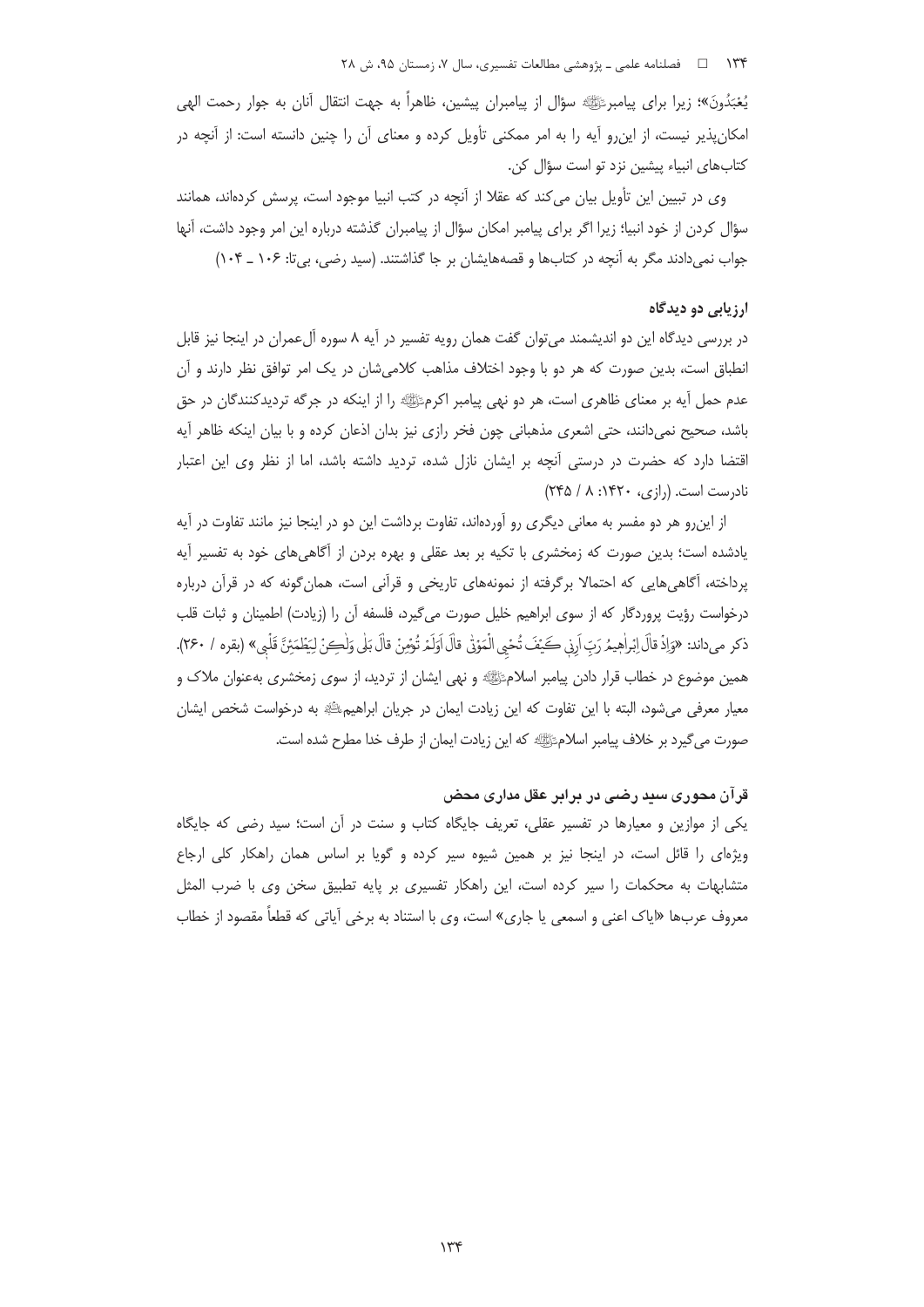یُعَبَدُونَ»؛ زیرا برای پیامبر‌ﷺ سؤال از پیامبران پیشین، ظاهراً به جهت انتقال آنان به جوار رحمت الهی امکان‌پذیر نیست، از این‌رو آیه را به امر ممکنی تأویل کرده و معنای آن را چنین دانسته است: از آنچه در کتاب‌های انبیاء پیشین نزد تو است سؤال کن.

وی در تبیین این تأویل بیان می‌کند که عقلا از آنچه در کتب انبیا موجود است، پرسش کرده‌اند، همانند سؤال کردن از خود انبیا؛ زیرا اگر برای پیامبر امکان سؤال از پیامبران گذشته درباره این امر وجود داشت، آنها جواب نمی‌دادند مگر به آنچه در کتاب‌ها و قصه‌هایشان بر جا گذاشتند. (سید رضی، بی‌تا: ۱۰۶ ـ ۱۰۴)

### ارزیابی دو دیدگاه

در بررسی دیدگاه این دو اندیشمند می‌توان گفت همان رویه تفسیر در آیه ۸ سوره آل‌عمران در اینجا نیز قابل انطباق است، بدین صورت که هر دو با وجود اختلاف مذاهب کلامی‌شان در یک امر توافق نظر دارند و آن عدم حمل آیه بر معنای ظاهری است، هر دو نهی پیامبر اکرم‌ﷺ را از اینکه در جرگه تردیدکنندگان در حق باشد، صحیح نمی‌دانند، حتی اشعری مذهبانی چون فخر رازی نیز بدان اذعان کرده و با بیان اینکه ظاهر آیه اقتضا دارد که حضرت در درستی آنچه بر ایشان نازل شده، تردید داشته باشد، اما از نظر وی این اعتبار نادرست است. (رازی، ۱۴۲۰: ۸ / ۲۴۵)

از این‌رو هر دو مفسر به معانی دیگری رو آورده‌اند، تفاوت برداشت این دو در اینجا نیز مانند تفاوت در آیه یادشده است؛ بدین صورت که زمخشری با تکیه بر بعد عقلی و بهره بردن از آگاهی‌های خود به تفسیر آیه پرداخته، آگاهی‌هایی که احتمالا برگرفته از نمونه‌های تاریخی و قرآنی است، همان‌گونه که در قرآن درباره درخواست رؤیت پروردگار که از سوی ابراهیم خلیل صورت می‌گیرد، فلسفه آن را (زیادت) اطمینان و ثبات قلب ذکر می‌داند: «وَإِذْ قَالَ إِبْرَاهِيمُ رَبِّ أَرِنِي كَيْفَ تُحْيِي الْمَوْتَىٰ قَالَ أَوَلَمْ تُؤْمِنْ قَالَ بَلَىٰ وَلَٰكِنْ لِيَطْمَئِنَّ قَلْبِي» (بقره / ۲۶۰). همین موضوع در خطاب قرار دادن پیامبر اسلام‌ﷺ و نهی ایشان از تردید، از سوی زمخشری به‌عنوان ملاک و معیار معرفی می‌شود، البته با این تفاوت که این زیادت ایمان در جریان ابراهیم‌ؑ به درخواست شخص ایشان صورت می‌گیرد بر خلاف پیامبر اسلام‌ﷺ که این زیادت ایمان از طرف خدا مطرح شده است.

### قرآن محوری سید رضی در برابر عقل مداری محض

یکی از موازین و معیارها در تفسیر عقلی، تعریف جایگاه کتاب و سنت در آن است؛ سید رضی که جایگاه ویژه‌ای را قائل است، در اینجا نیز بر همین شیوه سیر کرده و گویا بر اساس همان راهکار کلی ارجاع متشابهات به محکمات را سیر کرده است، این راهکار تفسیری بر پایه تطبیق سخن وی با ضرب المثل معروف عرب‌ها «ایاک اعنی و اسمعی یا جاری» است، وی با استناد به برخی آیاتی که قطعاً مقصود از خطاب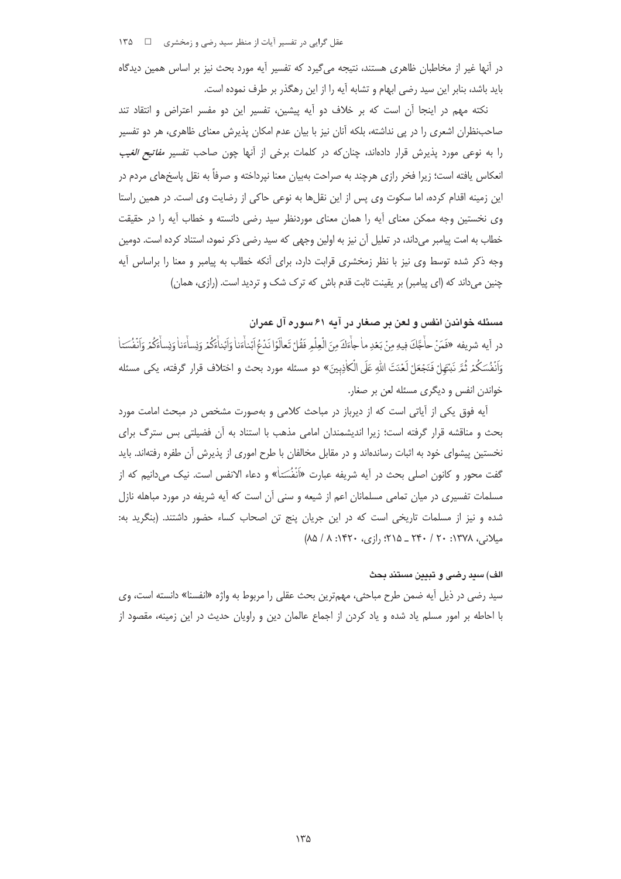در آنها غیر از مخاطبان ظاهری هستند، نتیجه می‌گیرد که تفسیر آیه مورد بحث نیز بر اساس همین دیدگاه باید باشد، بنابر این سید رضی ابهام و تشابه آیه را از این رهگذر بر طرف نموده است.

نکته مهم در اینجا آن است که بر خلاف دو آیه پیشین، تفسیر این دو مفسر اعتراض و انتقاد تند صاحب‌نظران اشعری را در پی نداشته، بلکه آنان نیز با بیان عدم امکان پذیرش معنای ظاهری، هر دو تفسیر را به نوعی مورد پذیرش قرار داده‌اند، چنان‌که در کلمات برخی از آنها چون صاحب تفسیر *مفاتیح الغیب* انعکاس یافته است؛ زیرا فخر رازی هرچند به صراحت به‌بیان معنا نپرداخته و صرفاً به نقل پاسخ‌های مردم در این زمینه اقدام کرده، اما سکوت وی پس از این نقل‌ها به نوعی حاکی از رضایت وی است. در همین راستا وی نخستین وجه ممکن معنای آیه را همان معنای موردنظر سید رضی دانسته و خطاب آیه را در حقیقت خطاب به امت پیامبر می‌داند، در تعلیل آن نیز به اولین وجهی که سید رضی ذکر نمود، استناد کرده است. دومین وجه ذکر شده توسط وی نیز با نظر زمخشری قرابت دارد، برای آنکه خطاب به پیامبر و معنا را براساس آیه چنین می‌داند که (ای پیامبر) بر یقینت ثابت قدم باش که ترک شک و تردید است. (رازی، همان)

### مسئله خواندن انفس و لعن بر صغار در آیه ۶۱ سوره آل عمران

در آیه شریفه «فَمَنْ حاجَّكَ فِيهِ مِنْ بَعْدِ ما جاءَكَ مِنَ الْعِلْمِ فَقُلْ تَعالَوْا نَدْعُ أَبْناءَنا وَأَبْناءَكُمْ وَنِساءَنا وَنِساءَكُمْ وَأَنْفُسَنا وَأَنْفُسَكُمْ ثُمَّ نَبْتَهِلْ فَنَجْعَلْ لَعْنَتَ اللهِ عَلَى الْكاذِبِينَ» دو مسئله مورد بحث و اختلاف قرار گرفته، یکی مسئله خواندن انفس و دیگری مسئله لعن بر صغار.

آیه فوق یکی از آیاتی است که از دیرباز در مباحث کلامی و به‌صورت مشخص در مبحث امامت مورد بحث و مناقشه قرار گرفته است؛ زیرا اندیشمندان امامی مذهب با استناد به آن فضیلتی بس سترگ برای نخستین پیشوای خود به اثبات رسانده‌اند و در مقابل مخالفان با طرح اموری از پذیرش آن طفره رفته‌اند. باید گفت محور و کانون اصلی بحث در آیه شریفه عبارت «أَنْفُسَنا» و دعاء الانفس است. نیک می‌دانیم که از مسلمات تفسیری در میان تمامی مسلمانان اعم از شیعه و سنی آن است که آیه شریفه در مورد مباهله نازل شده و نیز از مسلمات تاریخی است که در این جریان پنج تن اصحاب کساء حضور داشتند. (بنگرید به: میلانی، ۱۳۷۸: ۲۰ / ۲۴۰ ـ ۲۱۵؛ رازی، ۱۴۲۰: ۸ / ۸۵)

#### الف) سید رضی و تبیین مستند بحث

سید رضی در ذیل آیه ضمن طرح مباحثی، مهم‌ترین بحث عقلی را مربوط به واژه «انفسنا» دانسته است، وی با احاطه بر امور مسلم یاد شده و یاد کردن از اجماع عالمان دین و راویان حدیث در این زمینه، مقصود از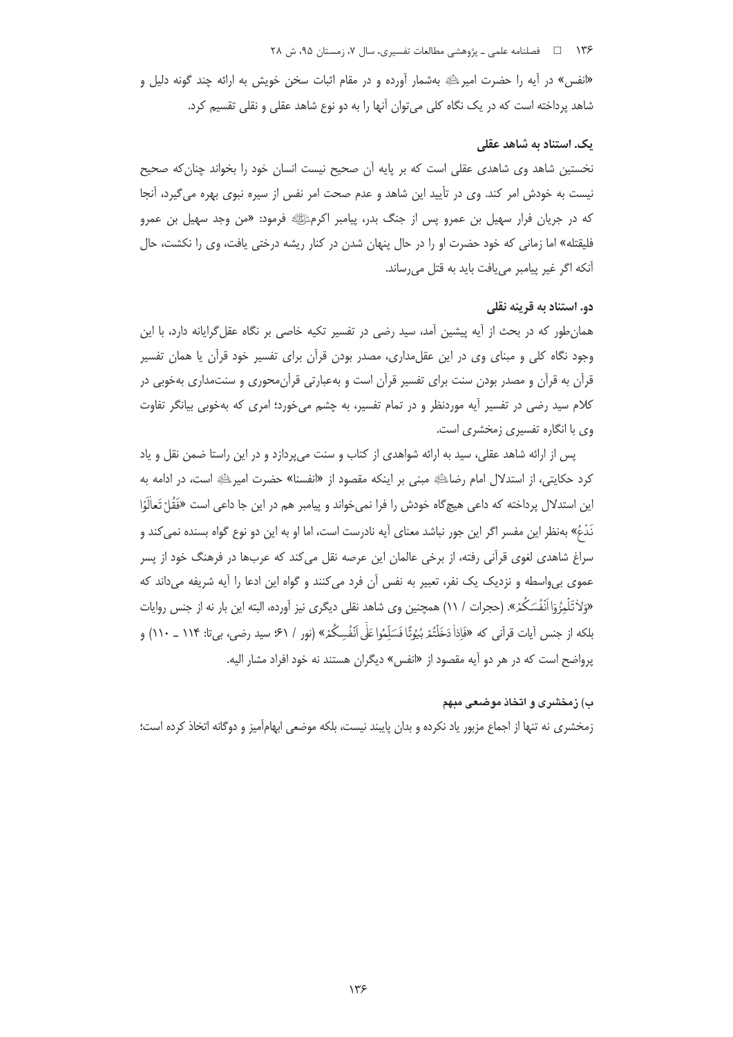«انفس» در آیه را حضرت امیر﷣ به‌شمار آورده و در مقام اثبات سخن خویش به ارائه چند گونه دلیل و شاهد پرداخته است که در یک نگاه کلی می‌توان آنها را به دو نوع شاهد عقلی و نقلی تقسیم کرد.

### یک. استناد به شاهد عقلی

نخستین شاهد وی شاهدی عقلی است که بر پایه آن صحیح نیست انسان خود را بخواند چنان‌که صحیح نیست به خودش امر کند. وی در تأیید این شاهد و عدم صحت امر نفس از سیره نبوی بهره می‌گیرد، آنجا که در جریان فرار سهیل بن عمرو پس از جنگ بدر، پیامبر اکرمﷺ فرمود: «من وجد سهیل بن عمرو فلیقتله» اما زمانی که خود حضرت او را در حال پنهان شدن در کنار ریشه درختی یافت، وی را نکشت، حال آنکه اگر غیر پیامبر می‌یافت باید به قتل می‌رساند.

### دو. استناد به قرینه نقلی

همان‌طور که در بحث از آیه پیشین آمد، سید رضی در تفسیر تکیه خاصی بر نگاه عقل‌گرایانه دارد، با این وجود نگاه کلی و مبنای وی در این عقل‌مداری، مصدر بودن قرآن برای تفسیر خود قرآن یا همان تفسیر قرآن به قرآن و مصدر بودن سنت برای تفسیر قرآن است و به‌عبارتی قرآن‌محوری و سنت‌مداری به‌خوبی در کلام سید رضی در تفسیر آیه موردنظر و در تمام تفسیر، به چشم می‌خورد؛ امری که به‌خوبی بیانگر تفاوت وی با انگاره تفسیری زمخشری است.

پس از ارائه شاهد عقلی، سید به ارائه شواهدی از کتاب و سنت می‌پردازد و در این راستا ضمن نقل و یاد کرد حکایتی، از استدلال امام رضا﷣ مبنی بر اینکه مقصود از «انفسنا» حضرت امیر﷣ است، در ادامه به این استدلال پرداخته که داعی هیچ‌گاه خودش را فرا نمی‌خواند و پیامبر هم در این جا داعی است «فَقُلْ تَعالَوْا نَدْعُ» به‌نظر این مفسر اگر این جور نباشد معنای آیه نادرست است، اما او به این دو نوع گواه بسنده نمی‌کند و سراغ شاهدی لغوی قرآنی رفته، از برخی عالمان این عرصه نقل می‌کند که عرب‌ها در فرهنگ خود از پسر عموی بی‌واسطه و نزدیک یک نفر، تعبیر به نفس آن فرد می‌کنند و گواه این ادعا را آیه شریفه می‌داند که «وَلا تَلْمِزُوا أَنْفُسَكُمْ». (حجرات / ۱۱) همچنین وی شاهد نقلی دیگری نیز آورده، البته این بار نه از جنس روایات بلکه از جنس آیات قرآنی که «فَإِذا دَخَلْتُمْ بُيُوتاً فَسَلِّمُوا عَلى أَنْفُسِكُمْ» (نور / ۶۱؛ سید رضی، بی‌تا: ۱۱۴ ـ ۱۱۰) و پرواضح است که در هر دو آیه مقصود از «انفس» دیگران هستند نه خود افراد مشار الیه.

## ب) زمخشری و اتخاذ موضعی مبهم

زمخشری نه تنها از اجماع مزبور یاد نکرده و بدان پایبند نیست، بلکه موضعی ابهام‌آمیز و دوگانه اتخاذ کرده است؛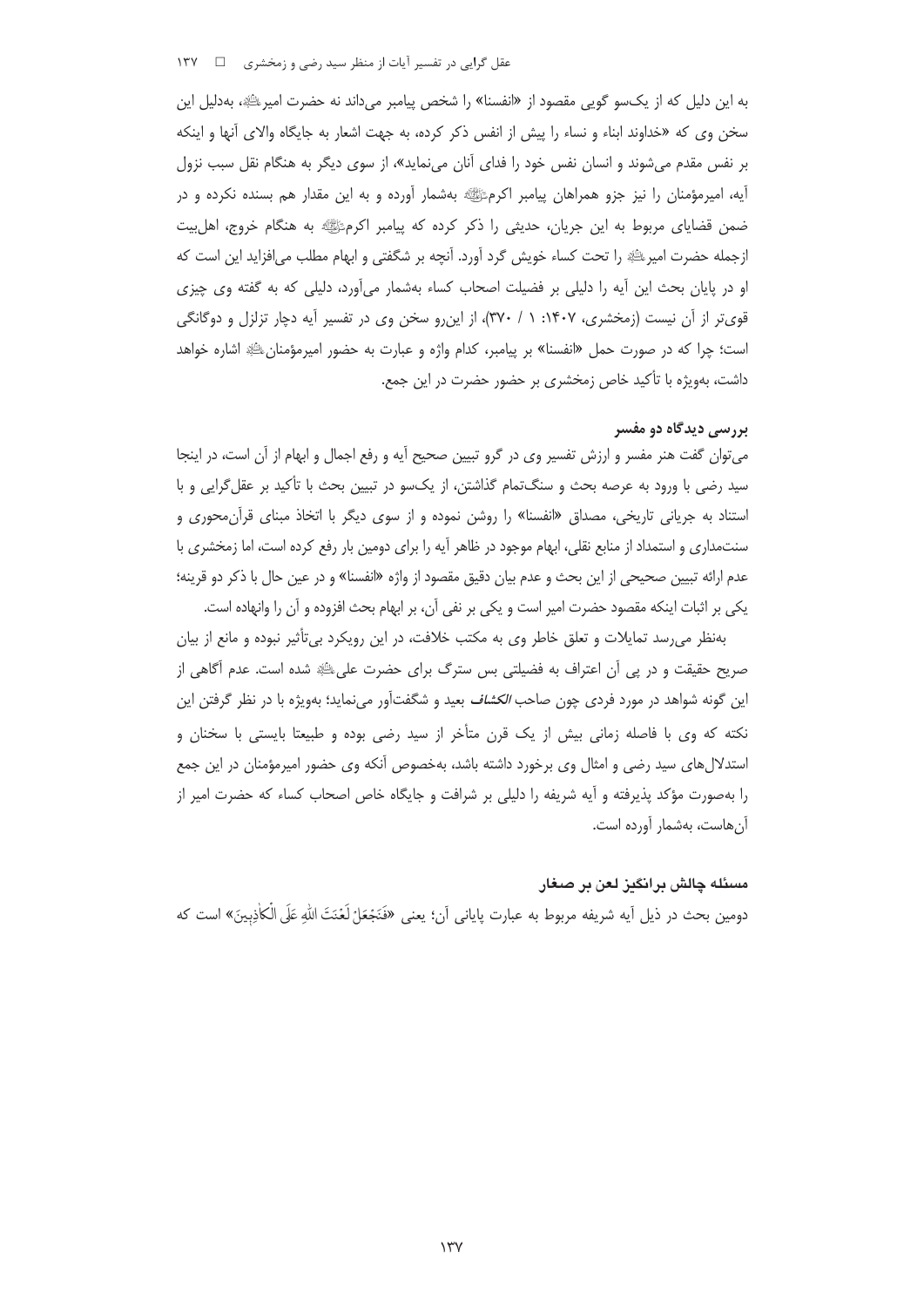به این دلیل که از یک‌سو گویی مقصود از «انفسنا» را شخص پیامبر می‌داند نه حضرت امیرﷺ، به‌دلیل این سخن وی که «خداوند ابناء و نساء را پیش از انفس ذکر کرده، به جهت اشعار به جایگاه والای آنها و اینکه بر نفس مقدم می‌شوند و انسان نفس خود را فدای آنان می‌نماید»، از سوی دیگر به هنگام نقل سبب نزول آیه، امیرمؤمنان را نیز جزو همراهان پیامبر اکرمﷺ به‌شمار آورده و به این مقدار هم بسنده نکرده و در ضمن قضایای مربوط به این جریان، حدیثی را ذکر کرده که پیامبر اکرمﷺ به هنگام خروج، اهل‌بیت ازجمله حضرت امیرﷺ را تحت کساء خویش گرد آورد. آنچه بر شگفتی و ابهام مطلب می‌افزاید این است که او در پایان بحث این آیه را دلیلی بر فضیلت اصحاب کساء به‌شمار می‌آورد، دلیلی که به گفته وی چیزی قوی‌تر از آن نیست (زمخشری، ۱۴۰۷: ۱ / ۳۷۰)، از این‌رو سخن وی در تفسیر آیه دچار تزلزل و دوگانگی است؛ چرا که در صورت حمل «انفسنا» بر پیامبر، کدام واژه و عبارت به حضور امیرمؤمنانﷺ اشاره خواهد داشت، به‌ویژه با تأکید خاص زمخشری بر حضور حضرت در این جمع.

### بررسی دیدگاه دو مفسر

می‌توان گفت هنر مفسر و ارزش تفسیر وی در گرو تبیین صحیح آیه و رفع اجمال و ابهام از آن است، در اینجا سید رضی با ورود به عرصه بحث و سنگ‌تمام گذاشتن، از یک‌سو در تبیین بحث با تأکید بر عقل‌گرایی و با استناد به جریانی تاریخی، مصداق «انفسنا» را روشن نموده و از سوی دیگر با اتخاذ مبنای قرآن‌محوری و سنت‌مداری و استمداد از منابع نقلی، ابهام موجود در ظاهر آیه را برای دومین بار رفع کرده است، اما زمخشری با عدم ارائه تبیین صحیحی از این بحث و عدم بیان دقیق مقصود از واژه «انفسنا» و در عین حال با ذکر دو قرینه؛ یکی بر اثبات اینکه مقصود حضرت امیر است و یکی بر نفی آن، بر ابهام بحث افزوده و آن را وانهاده است.

به‌نظر می‌رسد تمایلات و تعلق خاطر وی به مکتب خلافت، در این رویکرد بی‌تأثیر نبوده و مانع از بیان صریح حقیقت و در پی آن اعتراف به فضیلتی بس سترگ برای حضرت علیﷺ شده است. عدم آگاهی از این گونه شواهد در مورد فردی چون صاحب *الکشاف* بعید و شگفت‌آور می‌نماید؛ به‌ویژه با در نظر گرفتن این نکته که وی با فاصله زمانی بیش از یک قرن متأخر از سید رضی بوده و طبیعتا بایستی با سخنان و استدلال‌های سید رضی و امثال وی برخورد داشته باشد، به‌خصوص آنکه وی حضور امیرمؤمنان در این جمع را به‌صورت مؤکد پذیرفته و آیه شریفه را دلیلی بر شرافت و جایگاه خاص اصحاب کساء که حضرت امیر از آن‌هاست، به‌شمار آورده است.

### مسئله چالش برانگیز لعن بر صغار

دومین بحث در ذیل آیه شریفه مربوط به عبارت پایانی آن؛ یعنی «فَنَجْعَلْ لَعْنَتَ اللهِ عَلَى الْكاذِبِينَ» است که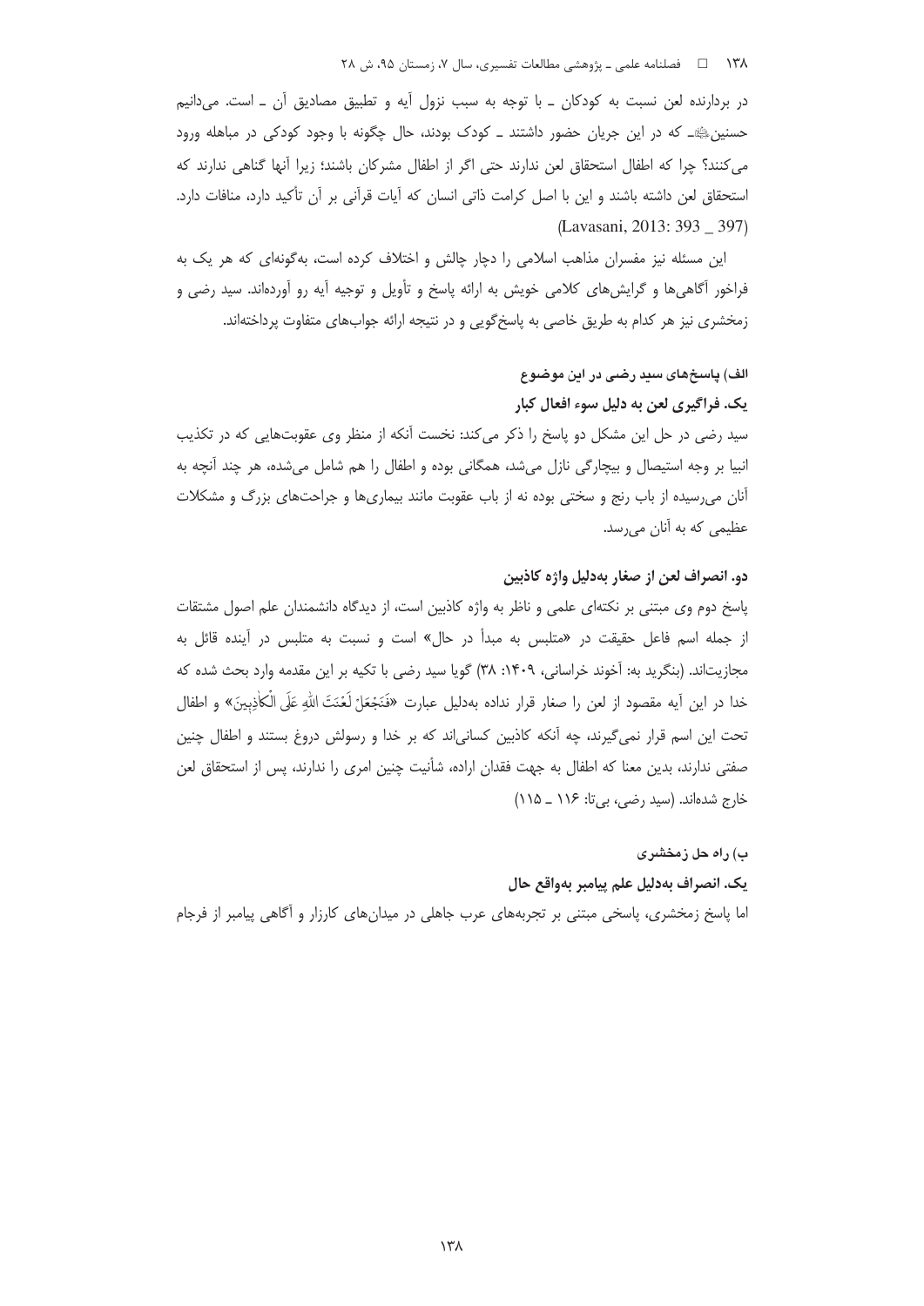در بردارنده لعن نسبت به کودکان ـ با توجه به سبب نزول آیه و تطبیق مصادیق آن ـ است. می‌دانیم حسنین﷨ـ که در این جریان حضور داشتند ـ کودک بودند، حال چگونه با وجود کودکی در مباهله ورود می‌کنند؟ چرا که اطفال استحقاق لعن ندارند حتی اگر از اطفال مشرکان باشند؛ زیرا آنها گناهی ندارند که استحقاق لعن داشته باشند و این با اصل کرامت ذاتی انسان که آیات قرآنی بر آن تأکید دارد، منافات دارد. (Lavasani, 2013: 393 _ 397)

این مسئله نیز مفسران مذاهب اسلامی را دچار چالش و اختلاف کرده است، به‌گونه‌ای که هر یک به فراخور آگاهی‌ها و گرایش‌های کلامی خویش به ارائه پاسخ و تأویل و توجیه آیه رو آورده‌اند. سید رضی و زمخشری نیز هر کدام به طریق خاصی به پاسخ‌گویی و در نتیجه ارائه جواب‌های متفاوت پرداخته‌اند.

### الف) پاسخ‌های سید رضی در این موضوع

#### یک. فراگیری لعن به دلیل سوء افعال کبار

سید رضی در حل این مشکل دو پاسخ را ذکر می‌کند: نخست آنکه از منظر وی عقوبت‌هایی که در تکذیب انبیا بر وجه استیصال و بیچارگی نازل می‌شد، همگانی بوده و اطفال را هم شامل می‌شده، هر چند آنچه به آنان می‌رسیده از باب رنج و سختی بوده نه از باب عقوبت مانند بیماری‌ها و جراحت‌های بزرگ و مشکلات عظیمی که به آنان می‌رسد.

#### دو. انصراف لعن از صغار به‌دلیل واژه کاذبین

پاسخ دوم وی مبتنی بر نکته‌ای علمی و ناظر به واژه کاذبین است، از دیدگاه دانشمندان علم اصول مشتقات از جمله اسم فاعل حقیقت در «متلبس به مبدأ در حال» است و نسبت به متلبس در آینده قائل به مجازیت‌اند. (بنگرید به: آخوند خراسانی، ۱۴۰۹: ۳۸) گویا سید رضی با تکیه بر این مقدمه وارد بحث شده که خدا در این آیه مقصود از لعن را صغار قرار نداده به‌دلیل عبارت «فَنَجْعَلْ لَعْنَتَ اللهِ عَلَى الْكاذِبِينَ» و اطفال تحت این اسم قرار نمی‌گیرند، چه آنکه کاذبین کسانی‌اند که بر خدا و رسولش دروغ بستند و اطفال چنین صفتی ندارند، بدین معنا که اطفال به جهت فقدان اراده، شأنیت چنین امری را ندارند، پس از استحقاق لعن خارج شده‌اند. (سید رضی، بی‌تا: ۱۱۶ ـ ۱۱۵)

### ب) راه حل زمخشری

#### یک. انصراف به‌دلیل علم پیامبر به‌واقع حال

اما پاسخ زمخشری، پاسخی مبتنی بر تجربه‌های عرب جاهلی در میدان‌های کارزار و آگاهی پیامبر از فرجام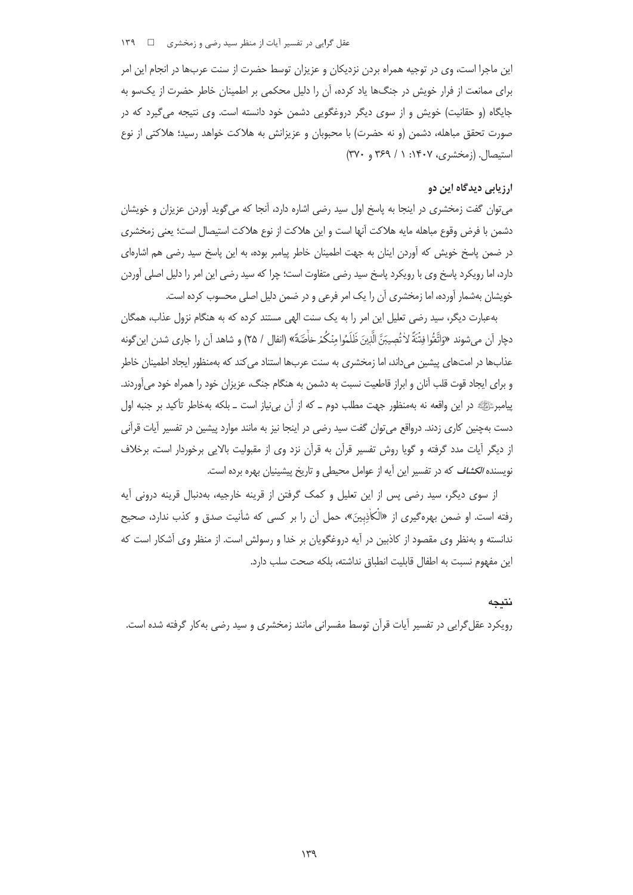این ماجرا است، وی در توجیه همراه بردن نزدیکان و عزیزان توسط حضرت از سنت عرب‌ها در انجام این امر برای ممانعت از فرار خویش در جنگ‌ها یاد کرده، آن را دلیل محکمی بر اطمینان خاطر حضرت از یک‌سو به جایگاه (و حقانیت) خویش و از سوی دیگر دروغگویی دشمن خود دانسته است. وی نتیجه می‌گیرد که در صورت تحقق مباهله، دشمن (و نه حضرت) با محبوبان و عزیزانش به هلاکت خواهد رسید؛ هلاکتی از نوع استیصال. (زمخشری، ۱۴۰۷: ۱ / ۳۶۹ و ۳۷۰)

### ارزیابی دیدگاه این دو

می‌توان گفت زمخشری در اینجا به پاسخ اول سید رضی اشاره دارد، آنجا که می‌گوید آوردن عزیزان و خویشان دشمن با فرض وقوع مباهله مایه هلاکت آنها است و این هلاکت از نوع هلاکت استیصال است؛ یعنی زمخشری در ضمن پاسخ خویش که آوردن اینان به جهت اطمینان خاطر پیامبر بوده، به این پاسخ سید رضی هم اشاره‌ای دارد، اما رویکرد پاسخ وی با رویکرد پاسخ سید رضی متفاوت است؛ چرا که سید رضی این امر را دلیل اصلی آوردن خویشان به‌شمار آورده، اما زمخشری آن را یک امر فرعی و در ضمن دلیل اصلی محسوب کرده است.

به‌عبارت دیگر، سید رضی تعلیل این امر را به یک سنت الهی مستند کرده که به هنگام نزول عذاب، همگان دچار آن می‌شوند «وَاتَّقُوا فِتْنَةً لا تُصِيبَنَّ الَّذِينَ ظَلَمُوا مِنْكُمْ خاصَّةً» (انفال / ۲۵) و شاهد آن را جاری شدن این‌گونه عذاب‌ها در امت‌های پیشین می‌داند، اما زمخشری به سنت عرب‌ها استناد می‌کند که به‌منظور ایجاد اطمینان خاطر و برای ایجاد قوت قلب آنان و ابراز قاطعیت نسبت به دشمن به هنگام جنگ، عزیزان خود را همراه خود می‌آوردند. پیامبرﷺ در این واقعه نه به‌منظور جهت مطلب دوم ـ که از آن بی‌نیاز است ـ بلکه به‌خاطر تأکید بر جنبه اول دست به‌چنین کاری زدند. درواقع می‌توان گفت سید رضی در اینجا نیز به مانند موارد پیشین در تفسیر آیات قرآنی از دیگر آیات مدد گرفته و گویا روش تفسیر قرآن به قرآن نزد وی از مقبولیت بالایی برخوردار است، برخلاف نویسنده *الکشاف* که در تفسیر این آیه از عوامل محیطی و تاریخ پیشینیان بهره برده است.

از سوی دیگر، سید رضی پس از این تعلیل و کمک گرفتن از قرینه خارجیه، به‌دنبال قرینه درونی آیه رفته است. او ضمن بهره‌گیری از «الْكاذِبِينَ»، حمل آن را بر کسی که شأنیت صدق و کذب ندارد، صحیح ندانسته و به‌نظر وی مقصود از کاذبین در آیه دروغگویان بر خدا و رسولش است. از منظر وی آشکار است که این مفهوم نسبت به اطفال قابلیت انطباق نداشته، بلکه صحت سلب دارد.

### نتیجه

رویکرد عقل‌گرایی در تفسیر آیات قرآن توسط مفسرانی مانند زمخشری و سید رضی به‌کار گرفته شده است.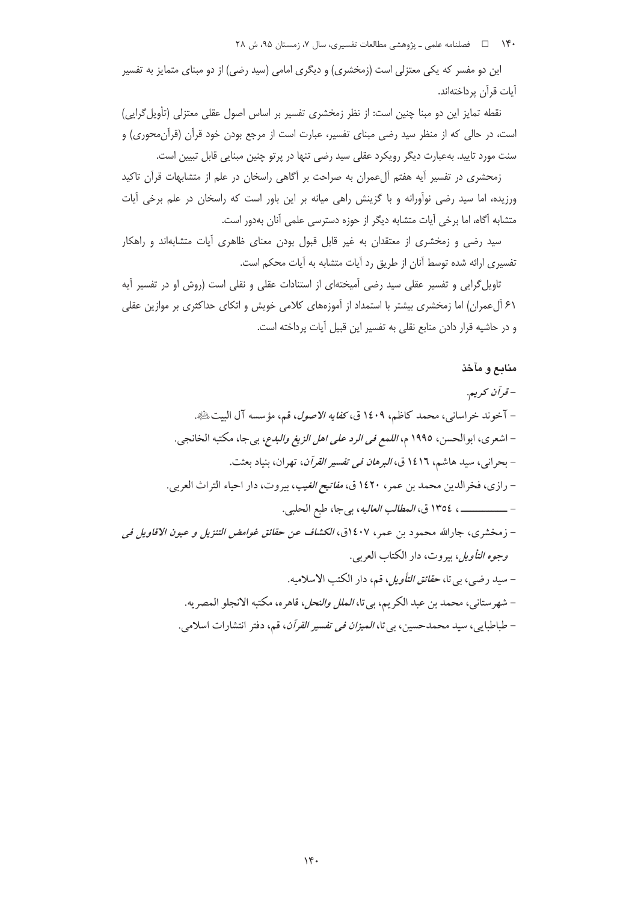این دو مفسر که یکی معتزلی است (زمخشری) و دیگری امامی (سید رضی) از دو مبنای متمایز به تفسیر آیات قرآن پرداخته‌اند.

نقطه تمایز این دو مبنا چنین است: از نظر زمخشری تفسیر بر اساس اصول عقلی معتزلی (تأویل‌گرایی) است، در حالی که از منظر سید رضی مبنای تفسیر، عبارت است از مرجع بودن خود قرآن (قرآن‌محوری) و سنت مورد تایید. به‌عبارت دیگر رویکرد عقلی سید رضی تنها در پرتو چنین مبنایی قابل تبیین است.

زمحشری در تفسیر آیه هفتم آل‌عمران به صراحت بر آگاهی راسخان در علم از متشابهات قرآن تاکید ورزیده، اما سید رضی نوآورانه و با گزینش راهی میانه بر این باور است که راسخان در علم برخی آیات متشابه آگاه، اما برخی آیات متشابه دیگر از حوزه دسترسی علمی آنان به‌دور است.

سید رضی و زمخشری از معتقدان به غیر قابل قبول بودن معنای ظاهری آیات متشابه‌اند و راهکار تفسیری ارائه شده توسط آنان از طریق رد آیات متشابه به آیات محکم است.

تاویل‌گرایی و تفسیر عقلی سید رضی آمیخته‌ای از استنادات عقلی و نقلی است (روش او در تفسیر آیه ۶۱ آل‌عمران) اما زمخشری بیشتر با استمداد از آموزه‌های کلامی خویش و اتکای حداکثری بر موازین عقلی و در حاشیه قرار دادن منابع نقلی به تفسیر این قبیل آیات پرداخته است.

## منابع و مآخذ

- *قرآن کریم.*
- آخوند خراسانی، محمد کاظم، ١٤٠٩ ق، *کفایه الاصول*، قم، مؤسسه آل البیت علیهم السلام.
- اشعری، ابوالحسن، ١٩٩٥ م، *اللمع فی الرد علی اهل الزیغ والبدع*، بی‌جا، مکتبه الخانجی.
- بحرانی، سید هاشم، ١٤١٦ ق، *البرهان فی تفسیر القرآن*، تهران، بنیاد بعثت.
- رازی، فخرالدین محمد بن عمر، ١٤٢٠ ق، *مفاتیح الغیب*، بیروت، دار احیاء التراث العربی.
- ـــــــــــ، ١٣٥٤ ق، *المطالب العالیه*، بی‌جا، طبع الحلبی.
- زمخشری، جارالله محمود بن عمر، ١٤٠٧ق، *الکشاف عن حقائق غوامض التنزیل و عیون الاقاویل فی وجوه التأویل*، بیروت، دار الکتاب العربی.
- سید رضی، بی‌تا، *حقائق التأویل*، قم، دار الکتب الاسلامیه.
- شهرستانی، محمد بن عبد الکریم، بی‌تا، *الملل والنحل*، قاهره، مکتبه الانجلو المصریه.
- طباطبایی، سید محمدحسین، بی‌تا، *المیزان فی تفسیر القرآن*، قم، دفتر انتشارات اسلامی.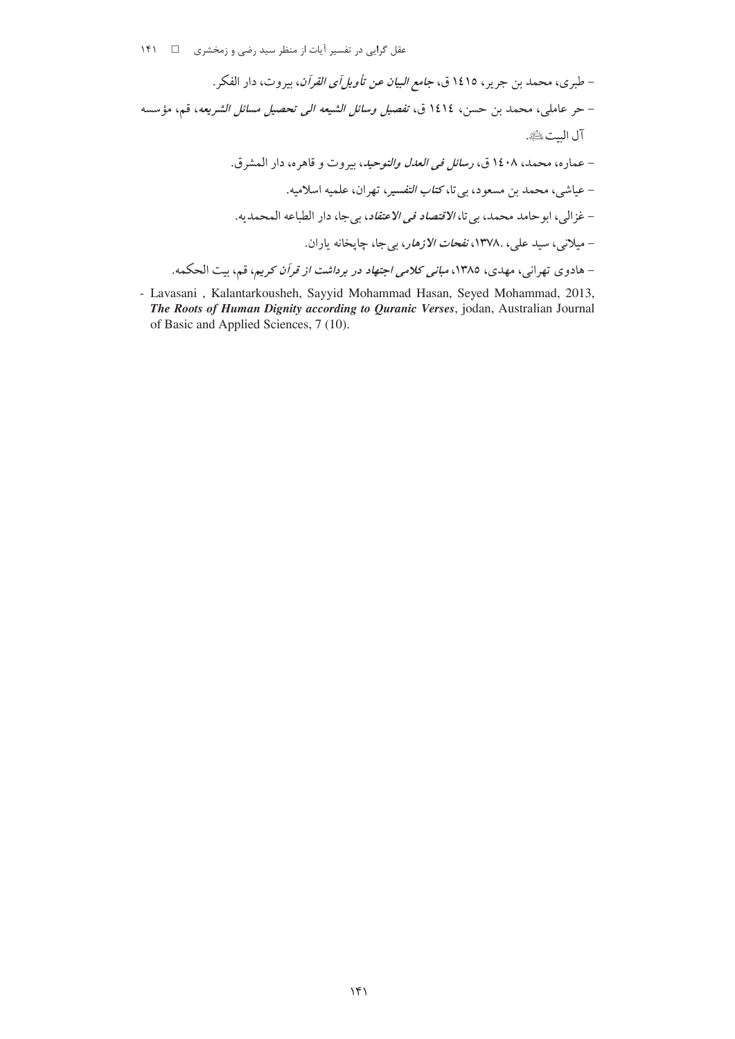- طبری، محمد بن جریر، ١٤١٥ ق، *جامع البیان عن تأویل آی القرآن*، بیروت، دار الفکر.

- حر عاملی، محمد بن حسن، ١٤١٤ ق، *تفصیل وسائل الشیعه الی تحصیل مسائل الشریعه*، قم، مؤسسه آل البیت علیهم السلام.

- عماره، محمد، ١٤٠٨ ق، *رسائل فی العدل والتوحید*، بیروت و قاهره، دار المشرق.

- عیاشی، محمد بن مسعود، بی تا، *کتاب التفسیر*، تهران، علمیه اسلامیه.

- غزالی، ابوحامد محمد، بی تا، *الاقتصاد فی الاعتقاد*، بی جا، دار الطباعه المحمدیه.

- میلانی، سید علی، .١٣٧٨، *نفحات الازهار*، بی جا، چاپخانه یاران.

- هادوی تهرانی، مهدی، ١٣٨٥، *مبانی کلامی اجتهاد در برداشت از قرآن کریم*، قم، بیت الحکمه.

- Lavasani , Kalantarkousheh, Sayyid Mohammad Hasan, Seyed Mohammad, 2013, ***The Roots of Human Dignity according to Quranic Verses***, jodan, Australian Journal of Basic and Applied Sciences, 7 (10).